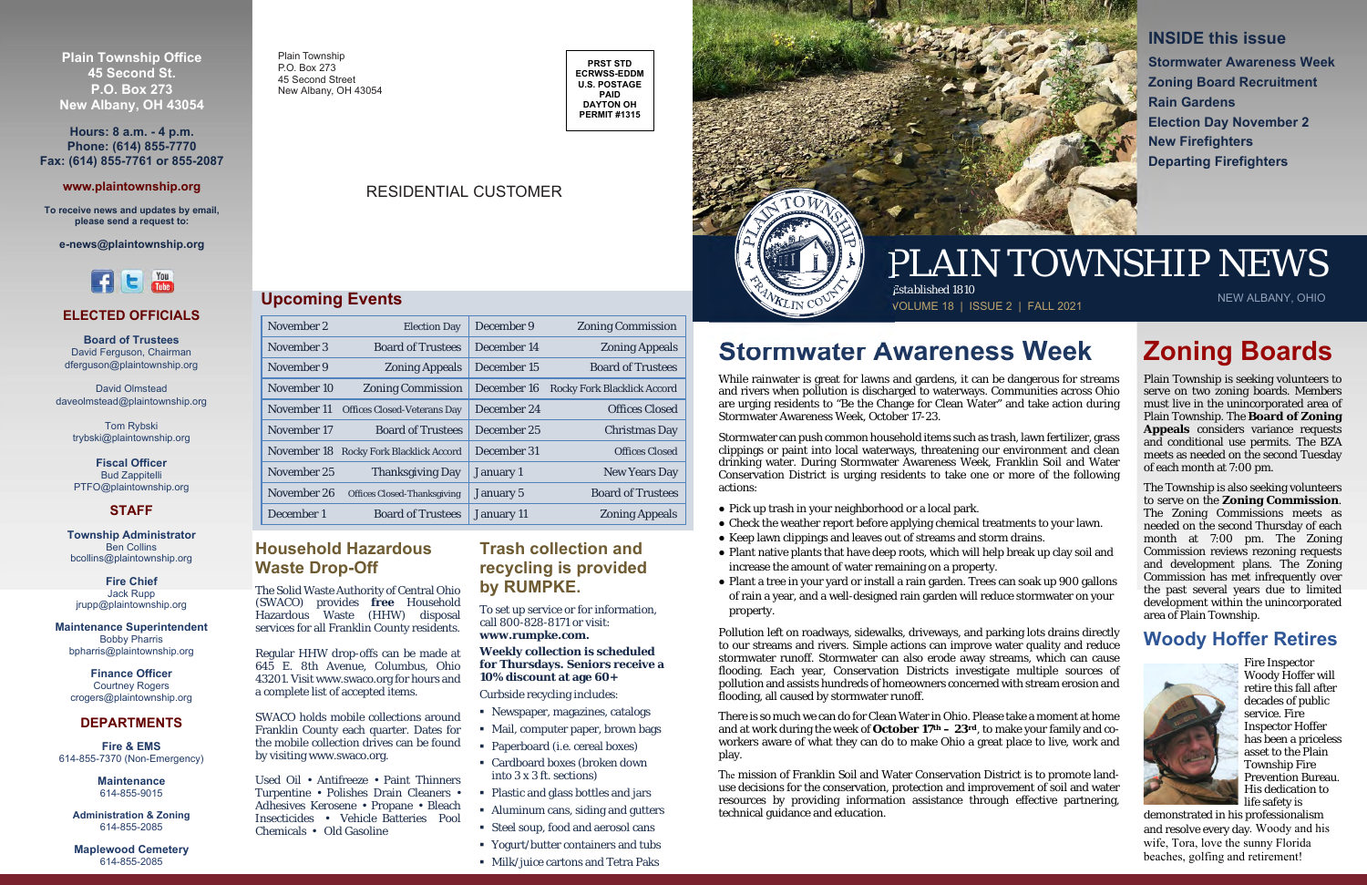**Plain Township Office**
**45 Second St.**
**P.O. Box 273**
**New Albany, OH 43054**

**Hours: 8 a.m. - 4 p.m.**
**Phone: (614) 855-7770**
**Fax: (614) 855-7761 or 855-2087**

**www.plaintownship.org**

**To receive news and updates by email, please send a request to:**

**e-news@plaintownship.org**

## ELECTED OFFICIALS

**Board of Trustees**
David Ferguson, Chairman
dferguson@plaintownship.org

David Olmstead
daveolmstead@plaintownship.org

Tom Rybski
trybski@plaintownship.org

**Fiscal Officer**
Bud Zappitelli
PTFO@plaintownship.org

## STAFF

**Township Administrator**
Ben Collins
bcollins@plaintownship.org

**Fire Chief**
Jack Rupp
jrupp@plaintownship.org

**Maintenance Superintendent**
Bobby Pharris
bpharris@plaintownship.org

**Finance Officer**
Courtney Rogers
crogers@plaintownship.org

## DEPARTMENTS

**Fire & EMS**
614-855-7370 (Non-Emergency)

**Maintenance**
614-855-9015

**Administration & Zoning**
614-855-2085

**Maplewood Cemetery**
614-855-2085

Plain Township
P.O. Box 273
45 Second Street
New Albany, OH 43054

PRST STD
ECRWSS-EDDM
U.S. POSTAGE
PAID
DAYTON OH
PERMIT #1315

RESIDENTIAL CUSTOMER

## Upcoming Events

| | | | |
|---|---|---|---|
| November 2 | Election Day | December 9 | Zoning Commission |
| November 3 | Board of Trustees | December 14 | Zoning Appeals |
| November 9 | Zoning Appeals | December 15 | Board of Trustees |
| November 10 | Zoning Commission | December 16 | Rocky Fork Blacklick Accord |
| November 11 | Offices Closed-Veterans Day | December 24 | Offices Closed |
| November 17 | Board of Trustees | December 25 | Christmas Day |
| November 18 | Rocky Fork Blacklick Accord | December 31 | Offices Closed |
| November 25 | Thanksgiving Day | January 1 | New Years Day |
| November 26 | Offices Closed-Thanksgiving | January 5 | Board of Trustees |
| December 1 | Board of Trustees | January 11 | Zoning Appeals |

## Household Hazardous Waste Drop-Off

The Solid Waste Authority of Central Ohio (SWACO) provides **free** Household Hazardous Waste (HHW) disposal services for all Franklin County residents.

Regular HHW drop-offs can be made at 645 E. 8th Avenue, Columbus, Ohio 43201. Visit www.swaco.org for hours and a complete list of accepted items.

SWACO holds mobile collections around Franklin County each quarter. Dates for the mobile collection drives can be found by visiting www.swaco.org.

Used Oil • Antifreeze • Paint Thinners Turpentine • Polishes Drain Cleaners • Adhesives Kerosene • Propane • Bleach Insecticides • Vehicle Batteries Pool Chemicals • Old Gasoline

## Trash collection and recycling is provided by RUMPKE.

To set up service or for information, call 800-828-8171 or visit: **www.rumpke.com.**

***Weekly collection is scheduled for Thursdays. Seniors receive a 10% discount at age 60+***

Curbside recycling includes:

- Newspaper, magazines, catalogs
- Mail, computer paper, brown bags
- Paperboard (i.e. cereal boxes)
- Cardboard boxes (broken down into 3 x 3 ft. sections)
- Plastic and glass bottles and jars
- Aluminum cans, siding and gutters
- Steel soup, food and aerosol cans
- Yogurt/butter containers and tubs
- Milk/juice cartons and Tetra Paks

## INSIDE this issue

- Stormwater Awareness Week
- Zoning Board Recruitment
- Rain Gardens
- Election Day November 2
- New Firefighters
- Departing Firefighters

# PLAIN TOWNSHIP NEWS

Established 1810
VOLUME 18 | ISSUE 2 | FALL 2021
NEW ALBANY, OHIO

## Stormwater Awareness Week

While rainwater is great for lawns and gardens, it can be dangerous for streams and rivers when pollution is discharged to waterways. Communities across Ohio are urging residents to "Be the Change for Clean Water" and take action during Stormwater Awareness Week, October 17-23.

Stormwater can push common household items such as trash, lawn fertilizer, grass clippings or paint into local waterways, threatening our environment and clean drinking water. During Stormwater Awareness Week, Franklin Soil and Water Conservation District is urging residents to take one or more of the following actions:

- Pick up trash in your neighborhood or a local park.
- Check the weather report before applying chemical treatments to your lawn.
- Keep lawn clippings and leaves out of streams and storm drains.
- Plant native plants that have deep roots, which will help break up clay soil and increase the amount of water remaining on a property.
- Plant a tree in your yard or install a rain garden. Trees can soak up 900 gallons of rain a year, and a well-designed rain garden will reduce stormwater on your property.

Pollution left on roadways, sidewalks, driveways, and parking lots drains directly to our streams and rivers. Simple actions can improve water quality and reduce stormwater runoff. Stormwater can also erode away streams, which can cause flooding. Each year, Conservation Districts investigate multiple sources of pollution and assists hundreds of homeowners concerned with stream erosion and flooding, all caused by stormwater runoff.

There is so much we can do for Clean Water in Ohio. Please take a moment at home and at work during the week of **October 17th – 23rd**, to make your family and co-workers aware of what they can do to make Ohio a great place to live, work and play.

The mission of Franklin Soil and Water Conservation District is to promote land-use decisions for the conservation, protection and improvement of soil and water resources by providing information assistance through effective partnering, technical guidance and education.

## Zoning Boards

Plain Township is seeking volunteers to serve on two zoning boards. Members must live in the unincorporated area of Plain Township. The **Board of Zoning Appeals** considers variance requests and conditional use permits. The BZA meets as needed on the second Tuesday of each month at 7:00 pm.

The Township is also seeking volunteers to serve on the **Zoning Commission**. The Zoning Commissions meets as needed on the second Thursday of each month at 7:00 pm. The Zoning Commission reviews rezoning requests and development plans. The Zoning Commission has met infrequently over the past several years due to limited development within the unincorporated area of Plain Township.

## Woody Hoffer Retires

Fire Inspector Woody Hoffer will retire this fall after decades of public service. Fire Inspector Hoffer has been a priceless asset to the Plain Township Fire Prevention Bureau. His dedication to life safety is demonstrated in his professionalism and resolve every day. Woody and his wife, Tora, love the sunny Florida beaches, golfing and retirement!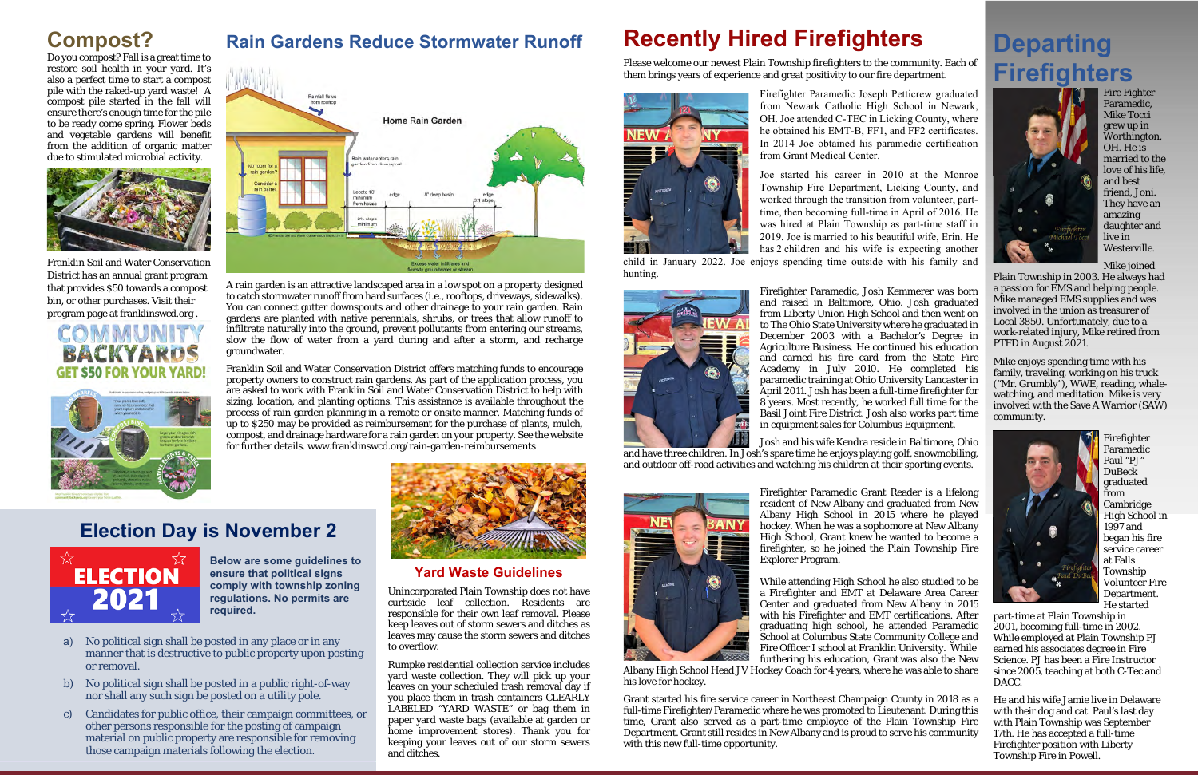## Compost?

Do you compost? Fall is a great time to restore soil health in your yard. It's also a perfect time to start a compost pile with the raked-up yard waste! A compost pile started in the fall will ensure there's enough time for the pile to be ready come spring. Flower beds and vegetable gardens will benefit from the addition of organic matter due to stimulated microbial activity.

Franklin Soil and Water Conservation District has an annual grant program that provides $50 towards a compost bin, or other purchases. Visit their program page at franklinswcd.org .

COMMUNITY BACKYARDS
GET $50 FOR YOUR YARD!

## Rain Gardens Reduce Stormwater Runoff

Rainfall flows from rooftop

Home Rain Garden

No room for a rain garden?

Consider a rain barrel

Rain water enters rain garden from downspout

Locate 10' minimum from house

2% slope minimum

edge

6" deep basin

edge 3:1 slope

Excess water infiltrates and flows to groundwater or stream

A rain garden is an attractive landscaped area in a low spot on a property designed to catch stormwater runoff from hard surfaces (i.e., rooftops, driveways, sidewalks). You can connect gutter downspouts and other drainage to your rain garden. Rain gardens are planted with native perennials, shrubs, or trees that allow runoff to infiltrate naturally into the ground, prevent pollutants from entering our streams, slow the flow of water from a yard during and after a storm, and recharge groundwater.

Franklin Soil and Water Conservation District offers matching funds to encourage property owners to construct rain gardens. As part of the application process, you are asked to work with Franklin Soil and Water Conservation District to help with sizing, location, and planting options. This assistance is available throughout the process of rain garden planning in a remote or onsite manner. Matching funds of up to $250 may be provided as reimbursement for the purchase of plants, mulch, compost, and drainage hardware for a rain garden on your property. See the website for further details. www.franklinswcd.org/rain-garden-reimbursements

## Election Day is November 2

ELECTION 2021

**Below are some guidelines to ensure that political signs comply with township zoning regulations. No permits are required.**

a) No political sign shall be posted in any place or in any manner that is destructive to public property upon posting or removal.

b) No political sign shall be posted in a public right-of-way nor shall any such sign be posted on a utility pole.

c) Candidates for public office, their campaign committees, or other persons responsible for the posting of campaign material on public property are responsible for removing those campaign materials following the election.

### Yard Waste Guidelines

Unincorporated Plain Township does not have curbside leaf collection. Residents are responsible for their own leaf removal. Please keep leaves out of storm sewers and ditches as leaves may cause the storm sewers and ditches to overflow.

Rumpke residential collection service includes yard waste collection. They will pick up your leaves on your scheduled trash removal day if you place them in trash containers CLEARLY LABELED "YARD WASTE" or bag them in paper yard waste bags (available at garden or home improvement stores). Thank you for keeping your leaves out of our storm sewers and ditches.

# Recently Hired Firefighters

Please welcome our newest Plain Township firefighters to the community. Each of them brings years of experience and great positivity to our fire department.

Firefighter Paramedic Joseph Petticrew graduated from Newark Catholic High School in Newark, OH. Joe attended C-TEC in Licking County, where he obtained his EMT-B, FF1, and FF2 certificates. In 2014 Joe obtained his paramedic certification from Grant Medical Center.

Joe started his career in 2010 at the Monroe Township Fire Department, Licking County, and worked through the transition from volunteer, part-time, then becoming full-time in April of 2016. He was hired at Plain Township as part-time staff in 2019. Joe is married to his beautiful wife, Erin. He has 2 children and his wife is expecting another child in January 2022. Joe enjoys spending time outside with his family and hunting.

Firefighter Paramedic, Josh Kemmerer was born and raised in Baltimore, Ohio. Josh graduated from Liberty Union High School and then went on to The Ohio State University where he graduated in December 2003 with a Bachelor's Degree in Agriculture Business. He continued his education and earned his fire card from the State Fire Academy in July 2010. He completed his paramedic training at Ohio University Lancaster in April 2011. Josh has been a full-time firefighter for 8 years. Most recently, he worked full time for the Basil Joint Fire District. Josh also works part time in equipment sales for Columbus Equipment.

Josh and his wife Kendra reside in Baltimore, Ohio and have three children. In Josh's spare time he enjoys playing golf, snowmobiling, and outdoor off-road activities and watching his children at their sporting events.

Firefighter Paramedic Grant Reader is a lifelong resident of New Albany and graduated from New Albany High School in 2015 where he played hockey. When he was a sophomore at New Albany High School, Grant knew he wanted to become a firefighter, so he joined the Plain Township Fire Explorer Program.

While attending High School he also studied to be a Firefighter and EMT at Delaware Area Career Center and graduated from New Albany in 2015 with his Firefighter and EMT certifications. After graduating high school, he attended Paramedic School at Columbus State Community College and Fire Officer I school at Franklin University. While furthering his education, Grant was also the New Albany High School Head JV Hockey Coach for 4 years, where he was able to share his love for hockey.

Grant started his fire service career in Northeast Champaign County in 2018 as a full-time Firefighter/Paramedic where he was promoted to Lieutenant. During this time, Grant also served as a part-time employee of the Plain Township Fire Department. Grant still resides in New Albany and is proud to serve his community with this new full-time opportunity.

# Departing Firefighters

Fire Fighter Paramedic, Mike Tocci grew up in Worthington, OH. He is married to the love of his life, and best friend, Joni. They have an amazing daughter and live in Westerville.

*Firefighter Michael Tocci*

Mike joined Plain Township in 2003. He always had a passion for EMS and helping people. Mike managed EMS supplies and was involved in the union as treasurer of Local 3850. Unfortunately, due to a work-related injury, Mike retired from PTFD in August 2021.

Mike enjoys spending time with his family, traveling, working on his truck ("Mr. Grumbly"), WWE, reading, whale-watching, and meditation. Mike is very involved with the Save A Warrior (SAW) community.

Firefighter Paramedic Paul "PJ" DuBeck graduated from Cambridge High School in 1997 and began his fire service career at Falls Township Volunteer Fire Department. He started part-time at Plain Township in 2001, becoming full-time in 2002. While employed at Plain Township PJ earned his associates degree in Fire Science. PJ has been a Fire Instructor since 2005, teaching at both C-Tec and DACC.

*Firefighter Paul DuBeck*

He and his wife Jamie live in Delaware with their dog and cat. Paul's last day with Plain Township was September 17th. He has accepted a full-time Firefighter position with Liberty Township Fire in Powell.